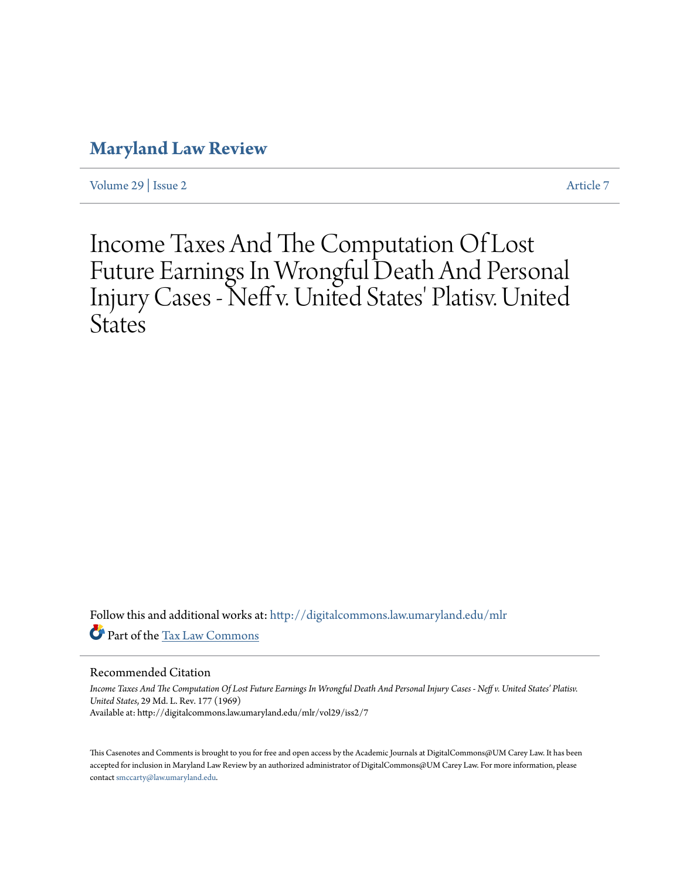# Maryland Law Review

Volume 29 | Issue 2 Article 7

# Income Taxes And The Computation Of Lost Future Earnings In Wrongful Death And Personal Injury Cases - Neff v. United States' Platisv. United States

Follow this and additional works at: http://digitalcommons.law.umaryland.edu/mlr

Part of the Tax Law Commons

## Recommended Citation

*Income Taxes And The Computation Of Lost Future Earnings In Wrongful Death And Personal Injury Cases - Neff v. United States' Platisv. United States*, 29 Md. L. Rev. 177 (1969)
Available at: http://digitalcommons.law.umaryland.edu/mlr/vol29/iss2/7

This Casenotes and Comments is brought to you for free and open access by the Academic Journals at DigitalCommons@UM Carey Law. It has been accepted for inclusion in Maryland Law Review by an authorized administrator of DigitalCommons@UM Carey Law. For more information, please contact smccarty@law.umaryland.edu.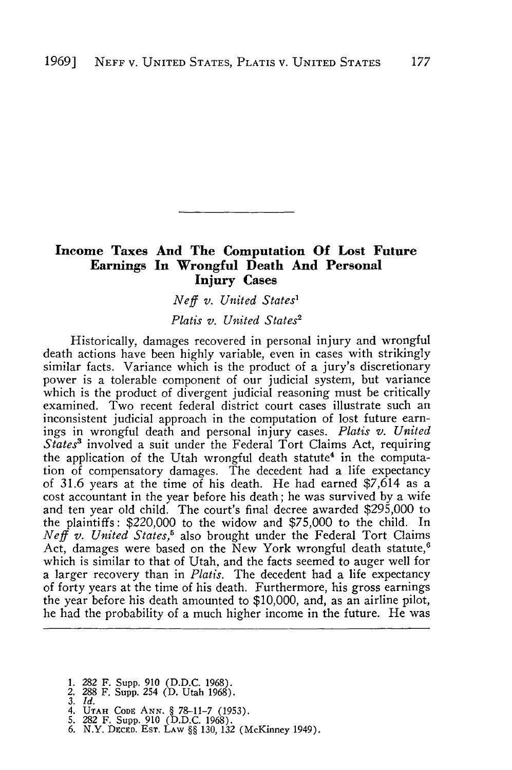## Income Taxes And The Computation Of Lost Future Earnings In Wrongful Death And Personal Injury Cases

*Neff v. United States*[1]

*Platis v. United States*[2]

Historically, damages recovered in personal injury and wrongful death actions have been highly variable, even in cases with strikingly similar facts. Variance which is the product of a jury's discretionary power is a tolerable component of our judicial system, but variance which is the product of divergent judicial reasoning must be critically examined. Two recent federal district court cases illustrate such an inconsistent judicial approach in the computation of lost future earnings in wrongful death and personal injury cases. *Platis v. United States*[3] involved a suit under the Federal Tort Claims Act, requiring the application of the Utah wrongful death statute[4] in the computation of compensatory damages. The decedent had a life expectancy of 31.6 years at the time of his death. He had earned $7,614 as a cost accountant in the year before his death; he was survived by a wife and ten year old child. The court's final decree awarded $295,000 to the plaintiffs: $220,000 to the widow and $75,000 to the child. In *Neff v. United States*,[5] also brought under the Federal Tort Claims Act, damages were based on the New York wrongful death statute,[6] which is similar to that of Utah, and the facts seemed to auger well for a larger recovery than in *Platis*. The decedent had a life expectancy of forty years at the time of his death. Furthermore, his gross earnings the year before his death amounted to $10,000, and, as an airline pilot, he had the probability of a much higher income in the future. He was

---

1. 282 F. Supp. 910 (D.D.C. 1968).
2. 288 F. Supp. 254 (D. Utah 1968).
3. *Id.*
4. UTAH CODE ANN. § 78-11-7 (1953).
5. 282 F. Supp. 910 (D.D.C. 1968).
6. N.Y. DECED. EST. LAW §§ 130, 132 (McKinney 1949).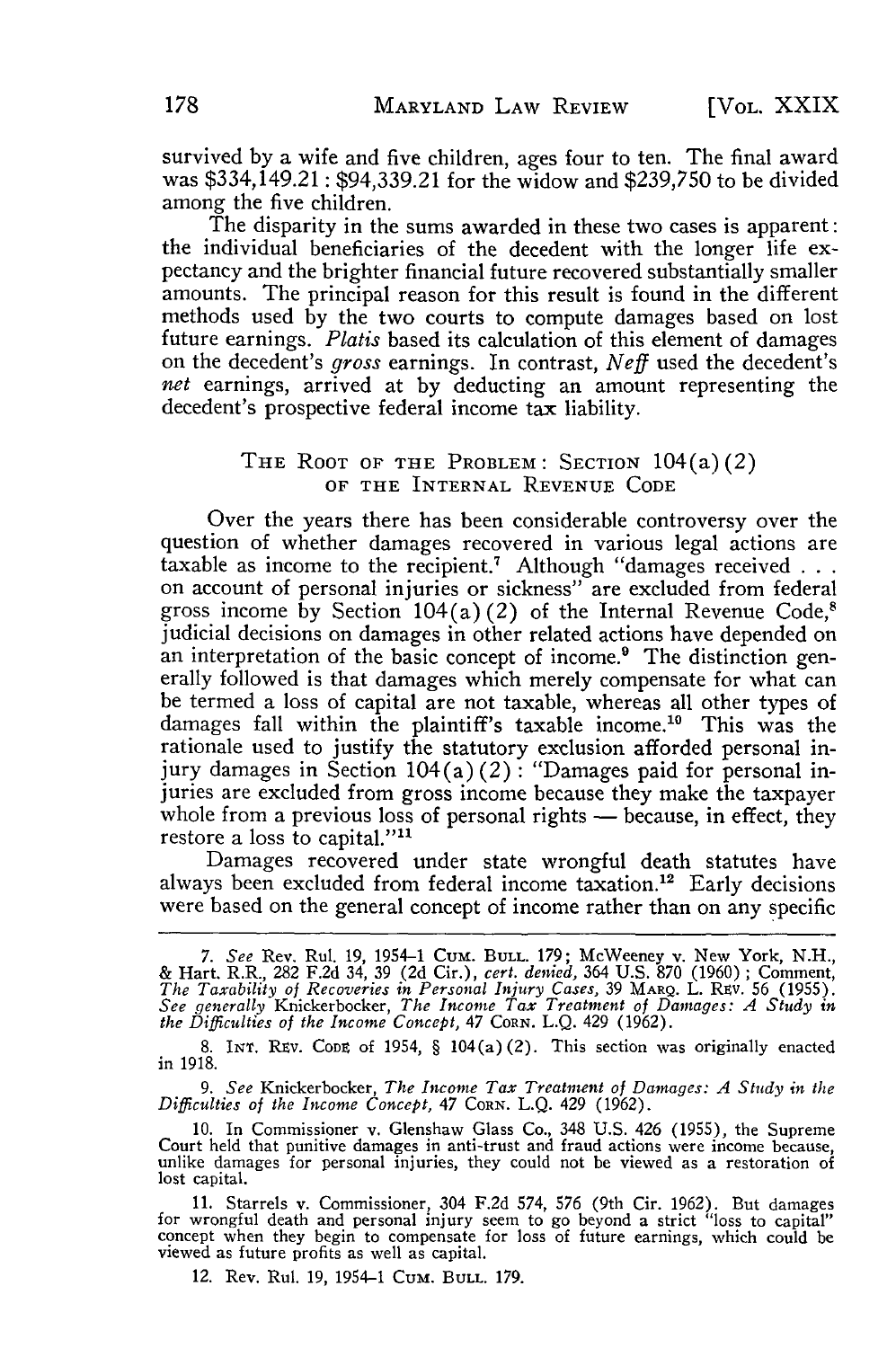survived by a wife and five children, ages four to ten. The final award was $334,149.21: $94,339.21 for the widow and $239,750 to be divided among the five children.

The disparity in the sums awarded in these two cases is apparent: the individual beneficiaries of the decedent with the longer life expectancy and the brighter financial future recovered substantially smaller amounts. The principal reason for this result is found in the different methods used by the two courts to compute damages based on lost future earnings. *Platis* based its calculation of this element of damages on the decedent's *gross* earnings. In contrast, *Neff* used the decedent's *net* earnings, arrived at by deducting an amount representing the decedent's prospective federal income tax liability.

## THE ROOT OF THE PROBLEM: SECTION 104(a)(2) OF THE INTERNAL REVENUE CODE

Over the years there has been considerable controversy over the question of whether damages recovered in various legal actions are taxable as income to the recipient.[7] Although "damages received . . . on account of personal injuries or sickness" are excluded from federal gross income by Section 104(a)(2) of the Internal Revenue Code,[8] judicial decisions on damages in other related actions have depended on an interpretation of the basic concept of income.[9] The distinction generally followed is that damages which merely compensate for what can be termed a loss of capital are not taxable, whereas all other types of damages fall within the plaintiff's taxable income.[10] This was the rationale used to justify the statutory exclusion afforded personal injury damages in Section 104(a)(2): "Damages paid for personal injuries are excluded from gross income because they make the taxpayer whole from a previous loss of personal rights — because, in effect, they restore a loss to capital."[11]

Damages recovered under state wrongful death statutes have always been excluded from federal income taxation.[12] Early decisions were based on the general concept of income rather than on any specific

---

7. *See* Rev. Rul. 19, 1954-1 CUM. BULL. 179; McWeeney v. New York, N.H., & Hart. R.R., 282 F.2d 34, 39 (2d Cir.), *cert. denied*, 364 U.S. 870 (1960); Comment, *The Taxability of Recoveries in Personal Injury Cases*, 39 MARQ. L. REV. 56 (1955). *See generally* Knickerbocker, *The Income Tax Treatment of Damages: A Study in the Difficulties of the Income Concept*, 47 CORN. L.Q. 429 (1962).

8. INT. REV. CODE of 1954, § 104(a)(2). This section was originally enacted in 1918.

9. *See* Knickerbocker, *The Income Tax Treatment of Damages: A Study in the Difficulties of the Income Concept*, 47 CORN. L.Q. 429 (1962).

10. In Commissioner v. Glenshaw Glass Co., 348 U.S. 426 (1955), the Supreme Court held that punitive damages in anti-trust and fraud actions were income because, unlike damages for personal injuries, they could not be viewed as a restoration of lost capital.

11. Starrels v. Commissioner, 304 F.2d 574, 576 (9th Cir. 1962). But damages for wrongful death and personal injury seem to go beyond a strict "loss to capital" concept when they begin to compensate for loss of future earnings, which could be viewed as future profits as well as capital.

12. Rev. Rul. 19, 1954-1 CUM. BULL. 179.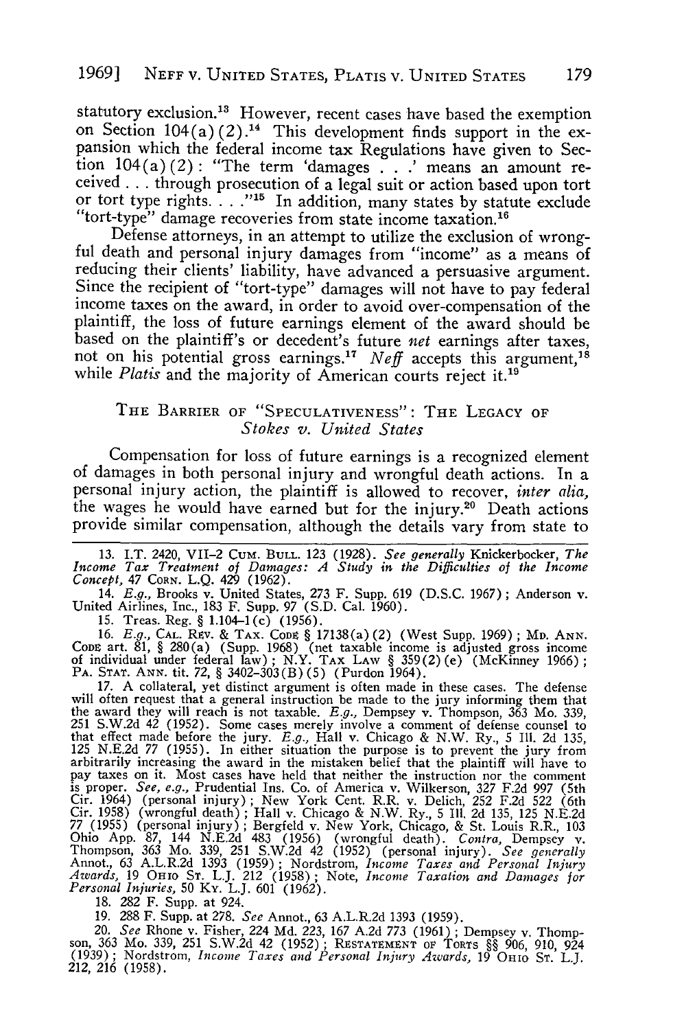statutory exclusion.[13] However, recent cases have based the exemption on Section 104(a)(2).[14] This development finds support in the expansion which the federal income tax Regulations have given to Section 104(a)(2): "The term 'damages . . .' means an amount received . . . through prosecution of a legal suit or action based upon tort or tort type rights. . . ."[15] In addition, many states by statute exclude "tort-type" damage recoveries from state income taxation.[16]

Defense attorneys, in an attempt to utilize the exclusion of wrongful death and personal injury damages from "income" as a means of reducing their clients' liability, have advanced a persuasive argument. Since the recipient of "tort-type" damages will not have to pay federal income taxes on the award, in order to avoid over-compensation of the plaintiff, the loss of future earnings element of the award should be based on the plaintiff's or decedent's future *net* earnings after taxes, not on his potential gross earnings.[17] *Neff* accepts this argument,[18] while *Platis* and the majority of American courts reject it.[19]

## THE BARRIER OF "SPECULATIVENESS": THE LEGACY OF *Stokes v. United States*

Compensation for loss of future earnings is a recognized element of damages in both personal injury and wrongful death actions. In a personal injury action, the plaintiff is allowed to recover, *inter alia*, the wages he would have earned but for the injury.[20] Death actions provide similar compensation, although the details vary from state to

---

13. I.T. 2420, VII-2 CUM. BULL. 123 (1928). *See generally* Knickerbocker, *The Income Tax Treatment of Damages: A Study in the Difficulties of the Income Concept*, 47 CORN. L.Q. 429 (1962).

14. *E.g.*, Brooks v. United States, 273 F. Supp. 619 (D.S.C. 1967); Anderson v. United Airlines, Inc., 183 F. Supp. 97 (S.D. Cal. 1960).

15. Treas. Reg. § 1.104-1(c) (1956).

16. *E.g.*, CAL. REV. & TAX. CODE § 17138(a)(2) (West Supp. 1969); MD. ANN. CODE art. 81, § 280(a) (Supp. 1968) (net taxable income is adjusted gross income of individual under federal law); N.Y. TAX LAW § 359(2)(e) (McKinney 1966); PA. STAT. ANN. tit. 72, § 3402-303(B)(5) (Purdon 1964).

17. A collateral, yet distinct argument is often made in these cases. The defense will often request that a general instruction be made to the jury informing them that the award they will reach is not taxable. *E.g.*, Dempsey v. Thompson, 363 Mo. 339, 251 S.W.2d 42 (1952). Some cases merely involve a comment of defense counsel to that effect made before the jury. *E.g.*, Hall v. Chicago & N.W. Ry., 5 Ill. 2d 135, 125 N.E.2d 77 (1955). In either situation the purpose is to prevent the jury from arbitrarily increasing the award in the mistaken belief that the plaintiff will have to pay taxes on it. Most cases have held that neither the instruction nor the comment is proper. *See, e.g.*, Prudential Ins. Co. of America v. Wilkerson, 327 F.2d 997 (5th Cir. 1964) (personal injury); New York Cent. R.R. v. Delich, 252 F.2d 522 (6th Cir. 1958) (wrongful death); Hall v. Chicago & N.W. Ry., 5 Ill. 2d 135, 125 N.E.2d 77 (1955) (personal injury); Bergfeld v. New York, Chicago, & St. Louis R.R., 103 Ohio App. 87, 144 N.E.2d 483 (1956) (wrongful death). *Contra*, Dempsey v. Thompson, 363 Mo. 339, 251 S.W.2d 42 (1952) (personal injury). *See generally* Annot., 63 A.L.R.2d 1393 (1959); Nordstrom, *Income Taxes and Personal Injury Awards*, 19 OHIO ST. L.J. 212 (1958); Note, *Income Taxation and Damages for Personal Injuries*, 50 KY. L.J. 601 (1962).

18. 282 F. Supp. at 924.

19. 288 F. Supp. at 278. *See* Annot., 63 A.L.R.2d 1393 (1959).

20. *See* Rhone v. Fisher, 224 Md. 223, 167 A.2d 773 (1961); Dempsey v. Thompson, 363 Mo. 339, 251 S.W.2d 42 (1952); RESTATEMENT OF TORTS §§ 906, 910, 924 (1939); Nordstrom, *Income Taxes and Personal Injury Awards*, 19 OHIO ST. L.J. 212, 216 (1958).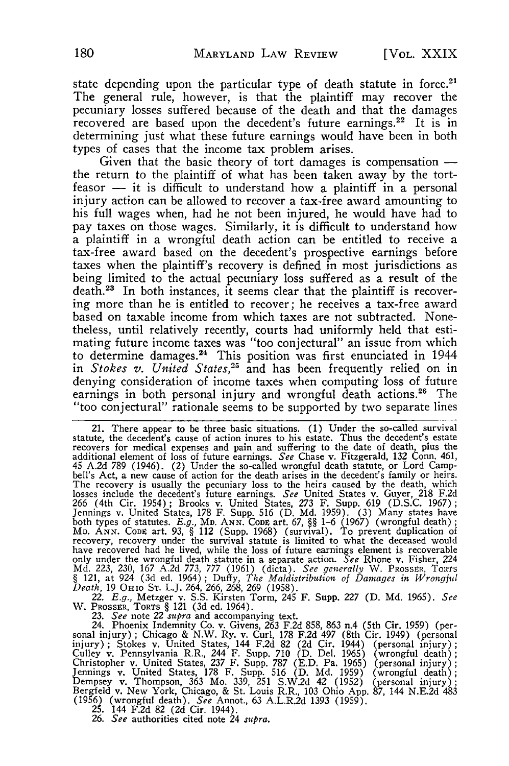state depending upon the particular type of death statute in force.[21] The general rule, however, is that the plaintiff may recover the pecuniary losses suffered because of the death and that the damages recovered are based upon the decedent's future earnings.[22] It is in determining just what these future earnings would have been in both types of cases that the income tax problem arises.

Given that the basic theory of tort damages is compensation — the return to the plaintiff of what has been taken away by the tortfeasor — it is difficult to understand how a plaintiff in a personal injury action can be allowed to recover a tax-free award amounting to his full wages when, had he not been injured, he would have had to pay taxes on those wages. Similarly, it is difficult to understand how a plaintiff in a wrongful death action can be entitled to receive a tax-free award based on the decedent's prospective earnings before taxes when the plaintiff's recovery is defined in most jurisdictions as being limited to the actual pecuniary loss suffered as a result of the death.[23] In both instances, it seems clear that the plaintiff is recovering more than he is entitled to recover; he receives a tax-free award based on taxable income from which taxes are not subtracted. Nonetheless, until relatively recently, courts had uniformly held that estimating future income taxes was "too conjectural" an issue from which to determine damages.[24] This position was first enunciated in 1944 in *Stokes v. United States*,[25] and has been frequently relied on in denying consideration of income taxes when computing loss of future earnings in both personal injury and wrongful death actions.[26] The "too conjectural" rationale seems to be supported by two separate lines

---

21. There appear to be three basic situations. (1) Under the so-called survival statute, the decedent's cause of action inures to his estate. Thus the decedent's estate recovers for medical expenses and pain and suffering to the date of death, plus the additional element of loss of future earnings. *See* Chase v. Fitzgerald, 132 Conn. 461, 45 A.2d 789 (1946). (2) Under the so-called wrongful death statute, or Lord Campbell's Act, a new cause of action for the death arises in the decedent's family or heirs. The recovery is usually the pecuniary loss to the heirs caused by the death, which losses include the decedent's future earnings. *See* United States v. Guyer, 218 F.2d 266 (4th Cir. 1954); Brooks v. United States, 273 F. Supp. 619 (D.S.C. 1967); Jennings v. United States, 178 F. Supp. 516 (D. Md. 1959). (3) Many states have both types of statutes. *E.g.*, MD. ANN. CODE art. 67, §§ 1-6 (1967) (wrongful death); MD. ANN. CODE art. 93, § 112 (Supp. 1968) (survival). To prevent duplication of recovery, recovery under the survival statute is limited to what the deceased would have recovered had he lived, while the loss of future earnings element is recoverable only under the wrongful death statute in a separate action. *See* Rhone v. Fisher, 224 Md. 223, 230, 167 A.2d 773, 777 (1961) (dicta). *See generally* W. PROSSER, TORTS § 121, at 924 (3d ed. 1964); Duffy, *The Maldistribution of Damages in Wrongful Death*, 19 OHIO ST. L.J. 264, 266, 268, 269 (1958).

22. *E.g.*, Metzger v. S.S. Kirsten Torm, 245 F. Supp. 227 (D. Md. 1965). *See* W. PROSSER, TORTS § 121 (3d ed. 1964).

23. *See* note 22 *supra* and accompanying text.

24. Phoenix Indemnity Co. v. Givens, 263 F.2d 858, 863 n.4 (5th Cir. 1959) (personal injury); Chicago & N.W. Ry. v. Curl, 178 F.2d 497 (8th Cir. 1949) (personal injury); Stokes v. United States, 144 F.2d 82 (2d Cir. 1944) (personal injury); Culley v. Pennsylvania R.R., 244 F. Supp. 710 (D. Del. 1965) (wrongful death); Christopher v. United States, 237 F. Supp. 787 (E.D. Pa. 1965) (personal injury); Jennings v. United States, 178 F. Supp. 516 (D. Md. 1959) (wrongful death); Dempsey v. Thompson, 363 Mo. 339, 251 S.W.2d 42 (1952) (personal injury); Bergfeld v. New York, Chicago, & St. Louis R.R., 103 Ohio App. 87, 144 N.E.2d 483 (1956) (wrongful death). *See* Annot., 63 A.L.R.2d 1393 (1959).

25. 144 F.2d 82 (2d Cir. 1944).

26. *See* authorities cited note 24 *supra*.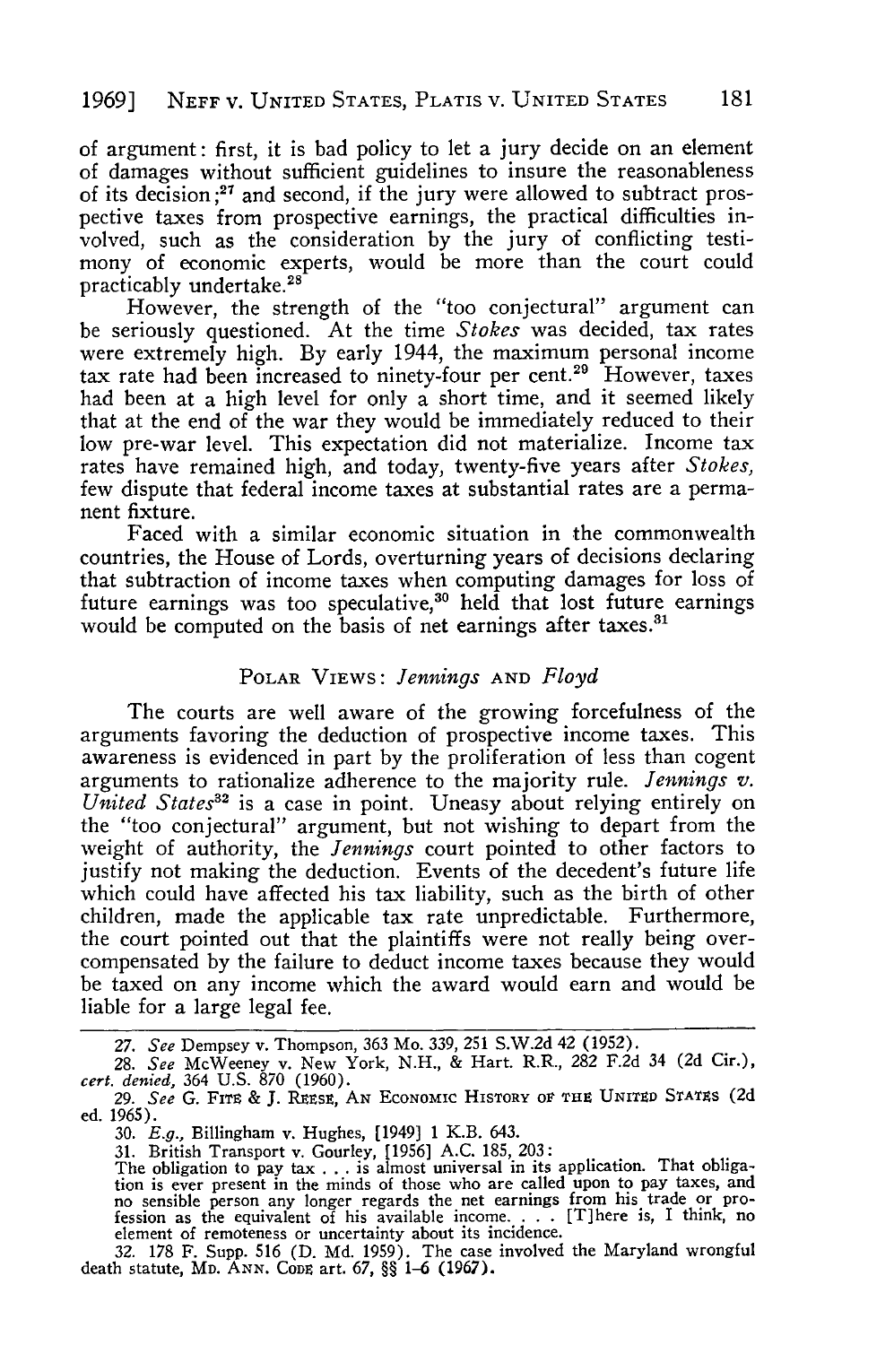of argument: first, it is bad policy to let a jury decide on an element of damages without sufficient guidelines to insure the reasonableness of its decision;[27] and second, if the jury were allowed to subtract prospective taxes from prospective earnings, the practical difficulties involved, such as the consideration by the jury of conflicting testimony of economic experts, would be more than the court could practicably undertake.[28]

However, the strength of the "too conjectural" argument can be seriously questioned. At the time *Stokes* was decided, tax rates were extremely high. By early 1944, the maximum personal income tax rate had been increased to ninety-four per cent.[29] However, taxes had been at a high level for only a short time, and it seemed likely that at the end of the war they would be immediately reduced to their low pre-war level. This expectation did not materialize. Income tax rates have remained high, and today, twenty-five years after *Stokes*, few dispute that federal income taxes at substantial rates are a permanent fixture.

Faced with a similar economic situation in the commonwealth countries, the House of Lords, overturning years of decisions declaring that subtraction of income taxes when computing damages for loss of future earnings was too speculative,[30] held that lost future earnings would be computed on the basis of net earnings after taxes.[31]

## POLAR VIEWS: *Jennings* AND *Floyd*

The courts are well aware of the growing forcefulness of the arguments favoring the deduction of prospective income taxes. This awareness is evidenced in part by the proliferation of less than cogent arguments to rationalize adherence to the majority rule. *Jennings v. United States*[32] is a case in point. Uneasy about relying entirely on the "too conjectural" argument, but not wishing to depart from the weight of authority, the *Jennings* court pointed to other factors to justify not making the deduction. Events of the decedent's future life which could have affected his tax liability, such as the birth of other children, made the applicable tax rate unpredictable. Furthermore, the court pointed out that the plaintiffs were not really being overcompensated by the failure to deduct income taxes because they would be taxed on any income which the award would earn and would be liable for a large legal fee.

---

27. *See* Dempsey v. Thompson, 363 Mo. 339, 251 S.W.2d 42 (1952).

28. *See* McWeeney v. New York, N.H., & Hart. R.R., 282 F.2d 34 (2d Cir.), *cert. denied*, 364 U.S. 870 (1960).

29. *See* G. FITE & J. REESE, AN ECONOMIC HISTORY OF THE UNITED STATES (2d ed. 1965).

30. *E.g.*, Billingham v. Hughes, [1949] 1 K.B. 643.

31. British Transport v. Gourley, [1956] A.C. 185, 203:
The obligation to pay tax . . . is almost universal in its application. That obligation is ever present in the minds of those who are called upon to pay taxes, and no sensible person any longer regards the net earnings from his trade or profession as the equivalent of his available income. . . . [T]here is, I think, no element of remoteness or uncertainty about its incidence.

32. 178 F. Supp. 516 (D. Md. 1959). The case involved the Maryland wrongful death statute, MD. ANN. CODE art. 67, §§ 1-6 (1967).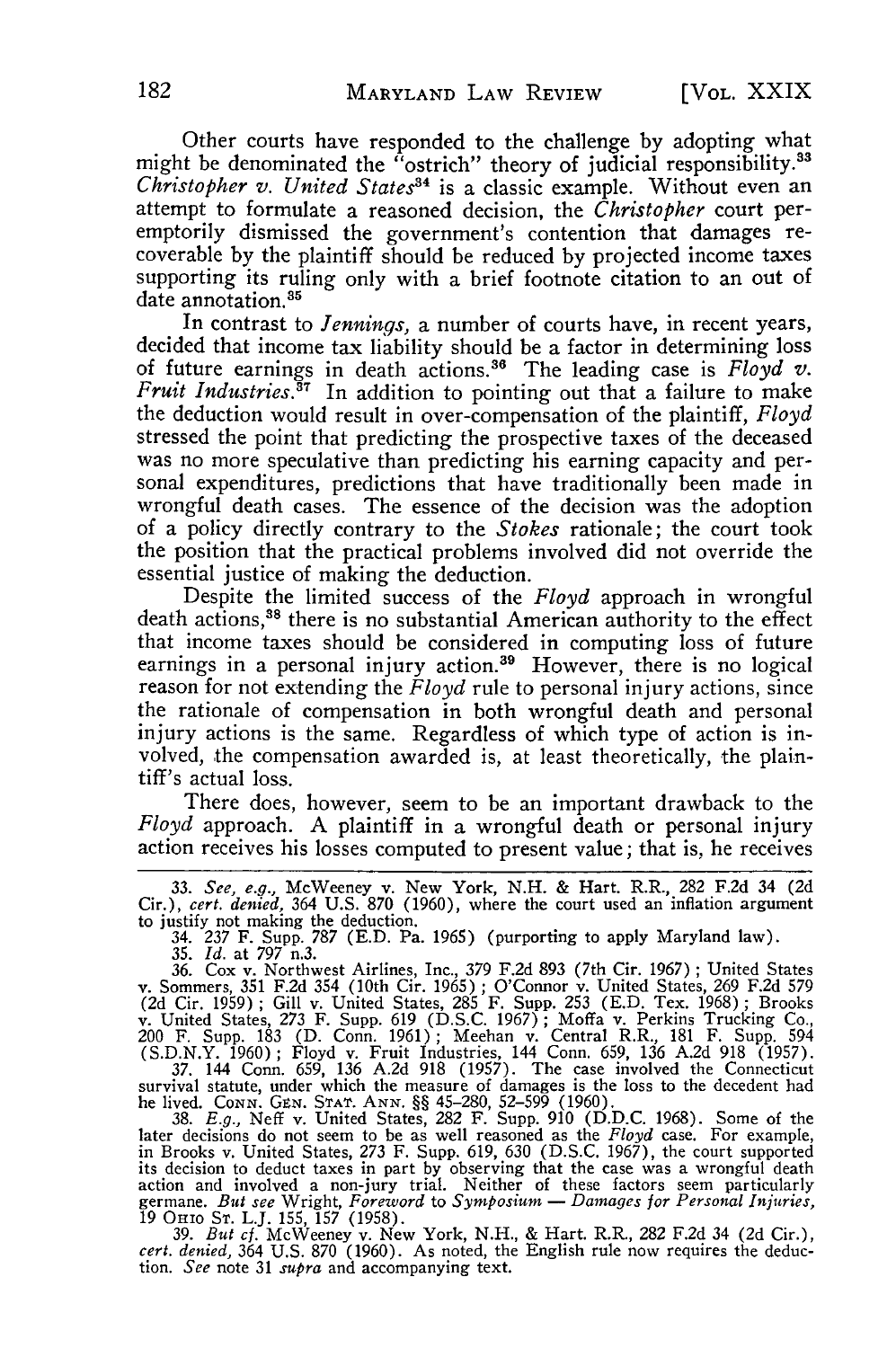Other courts have responded to the challenge by adopting what might be denominated the "ostrich" theory of judicial responsibility.[33] *Christopher v. United States*[34] is a classic example. Without even an attempt to formulate a reasoned decision, the *Christopher* court peremptorily dismissed the government's contention that damages recoverable by the plaintiff should be reduced by projected income taxes supporting its ruling only with a brief footnote citation to an out of date annotation.[35]

In contrast to *Jennings,* a number of courts have, in recent years, decided that income tax liability should be a factor in determining loss of future earnings in death actions.[36] The leading case is *Floyd v. Fruit Industries.*[37] In addition to pointing out that a failure to make the deduction would result in over-compensation of the plaintiff, *Floyd* stressed the point that predicting the prospective taxes of the deceased was no more speculative than predicting his earning capacity and personal expenditures, predictions that have traditionally been made in wrongful death cases. The essence of the decision was the adoption of a policy directly contrary to the *Stokes* rationale; the court took the position that the practical problems involved did not override the essential justice of making the deduction.

Despite the limited success of the *Floyd* approach in wrongful death actions,[38] there is no substantial American authority to the effect that income taxes should be considered in computing loss of future earnings in a personal injury action.[39] However, there is no logical reason for not extending the *Floyd* rule to personal injury actions, since the rationale of compensation in both wrongful death and personal injury actions is the same. Regardless of which type of action is involved, the compensation awarded is, at least theoretically, the plaintiff's actual loss.

There does, however, seem to be an important drawback to the *Floyd* approach. A plaintiff in a wrongful death or personal injury action receives his losses computed to present value; that is, he receives

---

33. *See, e.g.,* McWeeney v. New York, N.H. & Hart. R.R., 282 F.2d 34 (2d Cir.), *cert. denied,* 364 U.S. 870 (1960), where the court used an inflation argument to justify not making the deduction.

34. 237 F. Supp. 787 (E.D. Pa. 1965) (purporting to apply Maryland law).

35. *Id.* at 797 n.3.

36. Cox v. Northwest Airlines, Inc., 379 F.2d 893 (7th Cir. 1967); United States v. Sommers, 351 F.2d 354 (10th Cir. 1965); O'Connor v. United States, 269 F.2d 579 (2d Cir. 1959); Gill v. United States, 285 F. Supp. 253 (E.D. Tex. 1968); Brooks v. United States, 273 F. Supp. 619 (D.S.C. 1967); Moffa v. Perkins Trucking Co., 200 F. Supp. 183 (D. Conn. 1961); Meehan v. Central R.R., 181 F. Supp. 594 (S.D.N.Y. 1960); Floyd v. Fruit Industries, 144 Conn. 659, 136 A.2d 918 (1957).

37. 144 Conn. 659, 136 A.2d 918 (1957). The case involved the Connecticut survival statute, under which the measure of damages is the loss to the decedent had he lived. CONN. GEN. STAT. ANN. §§ 45-280, 52-599 (1960).

38. *E.g.,* Neff v. United States, 282 F. Supp. 910 (D.D.C. 1968). Some of the later decisions do not seem to be as well reasoned as the *Floyd* case. For example, in Brooks v. United States, 273 F. Supp. 619, 630 (D.S.C. 1967), the court supported its decision to deduct taxes in part by observing that the case was a wrongful death action and involved a non-jury trial. Neither of these factors seem particularly germane. *But see* Wright, *Foreword* to *Symposium — Damages for Personal Injuries,* 19 OHIO ST. L.J. 155, 157 (1958).

39. *But cf.* McWeeney v. New York, N.H., & Hart. R.R., 282 F.2d 34 (2d Cir.), *cert. denied,* 364 U.S. 870 (1960). As noted, the English rule now requires the deduction. *See* note 31 *supra* and accompanying text.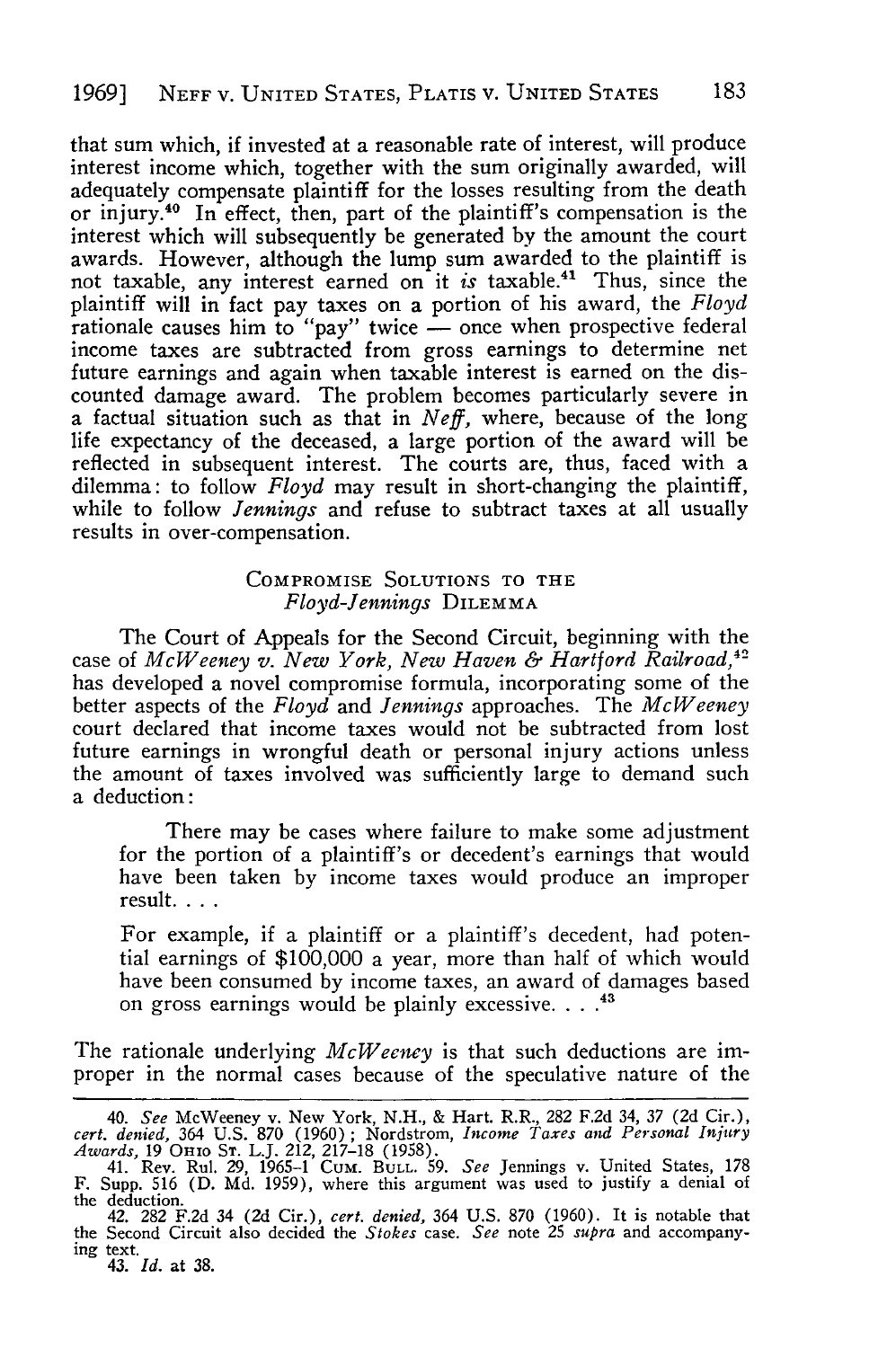that sum which, if invested at a reasonable rate of interest, will produce interest income which, together with the sum originally awarded, will adequately compensate plaintiff for the losses resulting from the death or injury.[40] In effect, then, part of the plaintiff's compensation is the interest which will subsequently be generated by the amount the court awards. However, although the lump sum awarded to the plaintiff is not taxable, any interest earned on it *is* taxable.[41] Thus, since the plaintiff will in fact pay taxes on a portion of his award, the *Floyd* rationale causes him to "pay" twice — once when prospective federal income taxes are subtracted from gross earnings to determine net future earnings and again when taxable interest is earned on the discounted damage award. The problem becomes particularly severe in a factual situation such as that in *Neff*, where, because of the long life expectancy of the deceased, a large portion of the award will be reflected in subsequent interest. The courts are, thus, faced with a dilemma: to follow *Floyd* may result in short-changing the plaintiff, while to follow *Jennings* and refuse to subtract taxes at all usually results in over-compensation.

## COMPROMISE SOLUTIONS TO THE *Floyd-Jennings* DILEMMA

The Court of Appeals for the Second Circuit, beginning with the case of *McWeeney v. New York, New Haven & Hartford Railroad*,[42] has developed a novel compromise formula, incorporating some of the better aspects of the *Floyd* and *Jennings* approaches. The *McWeeney* court declared that income taxes would not be subtracted from lost future earnings in wrongful death or personal injury actions unless the amount of taxes involved was sufficiently large to demand such a deduction:

> There may be cases where failure to make some adjustment for the portion of a plaintiff's or decedent's earnings that would have been taken by income taxes would produce an improper result. . . .
>
> For example, if a plaintiff or a plaintiff's decedent, had potential earnings of $100,000 a year, more than half of which would have been consumed by income taxes, an award of damages based on gross earnings would be plainly excessive. . . .[43]

The rationale underlying *McWeeney* is that such deductions are improper in the normal cases because of the speculative nature of the

---

40. *See* McWeeney v. New York, N.H., & Hart. R.R., 282 F.2d 34, 37 (2d Cir.), *cert. denied*, 364 U.S. 870 (1960); Nordstrom, *Income Taxes and Personal Injury Awards*, 19 OHIO ST. L.J. 212, 217-18 (1958).

41. Rev. Rul. 29, 1965-1 CUM. BULL. 59. *See* Jennings v. United States, 178 F. Supp. 516 (D. Md. 1959), where this argument was used to justify a denial of the deduction.

42. 282 F.2d 34 (2d Cir.), *cert. denied*, 364 U.S. 870 (1960). It is notable that the Second Circuit also decided the *Stokes* case. *See* note 25 *supra* and accompanying text.

43. *Id.* at 38.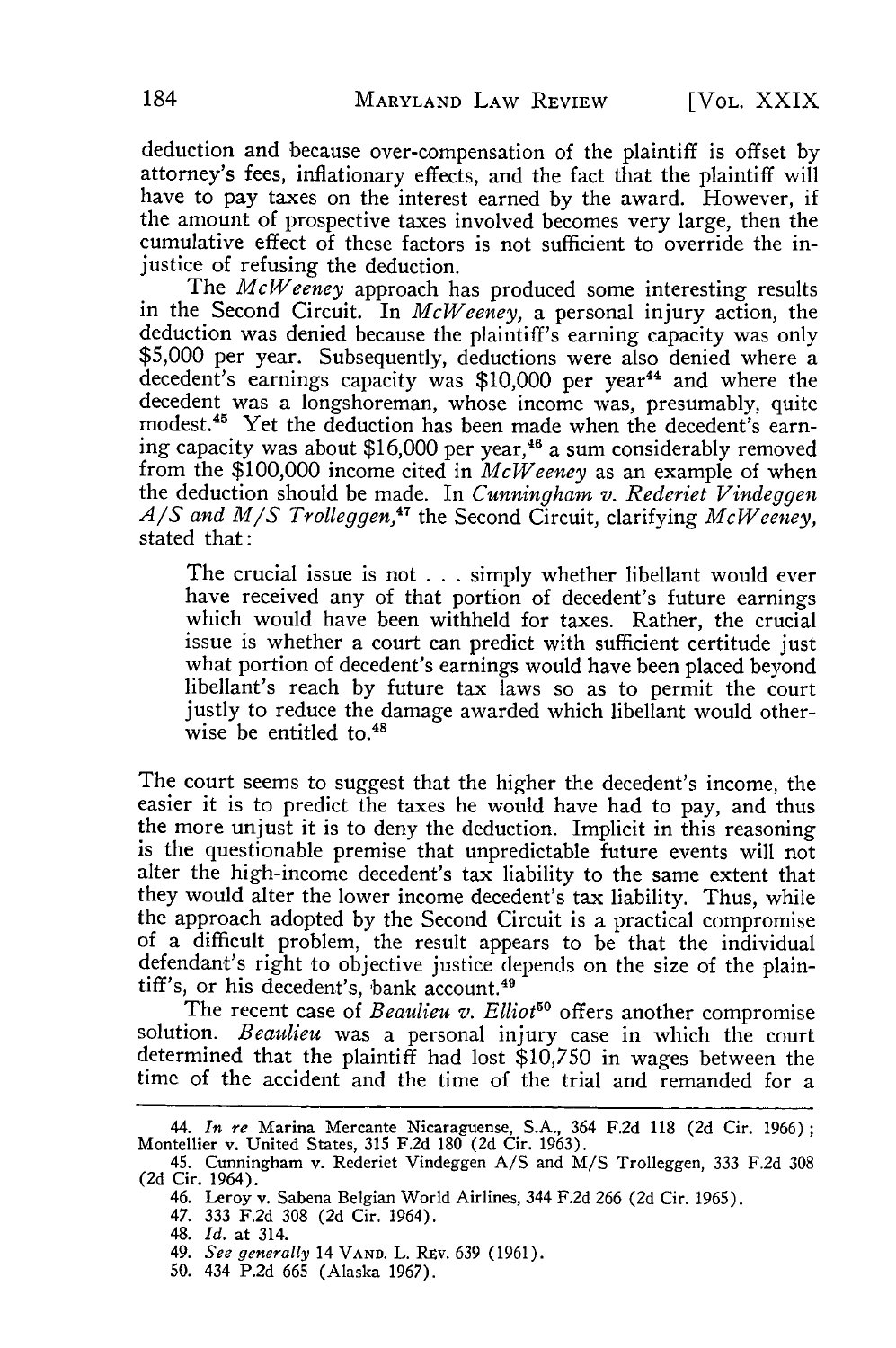deduction and because over-compensation of the plaintiff is offset by attorney's fees, inflationary effects, and the fact that the plaintiff will have to pay taxes on the interest earned by the award. However, if the amount of prospective taxes involved becomes very large, then the cumulative effect of these factors is not sufficient to override the injustice of refusing the deduction.

The *McWeeney* approach has produced some interesting results in the Second Circuit. In *McWeeney*, a personal injury action, the deduction was denied because the plaintiff's earning capacity was only $5,000 per year. Subsequently, deductions were also denied where a decedent's earnings capacity was $10,000 per year[44] and where the decedent was a longshoreman, whose income was, presumably, quite modest.[45] Yet the deduction has been made when the decedent's earning capacity was about $16,000 per year,[46] a sum considerably removed from the $100,000 income cited in *McWeeney* as an example of when the deduction should be made. In *Cunningham v. Rederiet Vindeggen A/S and M/S Trolleggen*,[47] the Second Circuit, clarifying *McWeeney*, stated that:

> The crucial issue is not . . . simply whether libellant would ever have received any of that portion of decedent's future earnings which would have been withheld for taxes. Rather, the crucial issue is whether a court can predict with sufficient certitude just what portion of decedent's earnings would have been placed beyond libellant's reach by future tax laws so as to permit the court justly to reduce the damage awarded which libellant would otherwise be entitled to.[48]

The court seems to suggest that the higher the decedent's income, the easier it is to predict the taxes he would have had to pay, and thus the more unjust it is to deny the deduction. Implicit in this reasoning is the questionable premise that unpredictable future events will not alter the high-income decedent's tax liability to the same extent that they would alter the lower income decedent's tax liability. Thus, while the approach adopted by the Second Circuit is a practical compromise of a difficult problem, the result appears to be that the individual defendant's right to objective justice depends on the size of the plaintiff's, or his decedent's, bank account.[49]

The recent case of *Beaulieu v. Elliot*[50] offers another compromise solution. *Beaulieu* was a personal injury case in which the court determined that the plaintiff had lost $10,750 in wages between the time of the accident and the time of the trial and remanded for a

---

44. *In re* Marina Mercante Nicaraguense, S.A., 364 F.2d 118 (2d Cir. 1966); Montellier v. United States, 315 F.2d 180 (2d Cir. 1963).

45. Cunningham v. Rederiet Vindeggen A/S and M/S Trolleggen, 333 F.2d 308 (2d Cir. 1964).

46. Leroy v. Sabena Belgian World Airlines, 344 F.2d 266 (2d Cir. 1965).

47. 333 F.2d 308 (2d Cir. 1964).

48. *Id.* at 314.

49. *See generally* 14 VAND. L. REV. 639 (1961).

50. 434 P.2d 665 (Alaska 1967).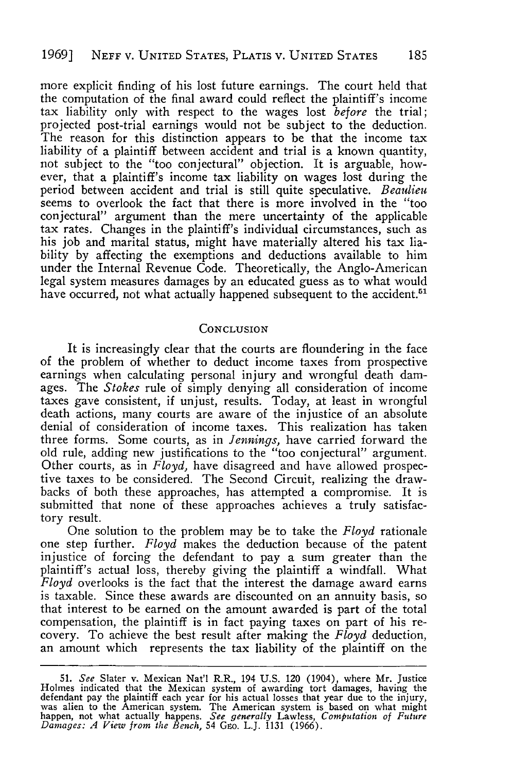more explicit finding of his lost future earnings. The court held that the computation of the final award could reflect the plaintiff's income tax liability only with respect to the wages lost *before* the trial; projected post-trial earnings would not be subject to the deduction. The reason for this distinction appears to be that the income tax liability of a plaintiff between accident and trial is a known quantity, not subject to the "too conjectural" objection. It is arguable, however, that a plaintiff's income tax liability on wages lost during the period between accident and trial is still quite speculative. *Beaulieu* seems to overlook the fact that there is more involved in the "too conjectural" argument than the mere uncertainty of the applicable tax rates. Changes in the plaintiff's individual circumstances, such as his job and marital status, might have materially altered his tax liability by affecting the exemptions and deductions available to him under the Internal Revenue Code. Theoretically, the Anglo-American legal system measures damages by an educated guess as to what would have occurred, not what actually happened subsequent to the accident.[51]

## CONCLUSION

It is increasingly clear that the courts are floundering in the face of the problem of whether to deduct income taxes from prospective earnings when calculating personal injury and wrongful death damages. The *Stokes* rule of simply denying all consideration of income taxes gave consistent, if unjust, results. Today, at least in wrongful death actions, many courts are aware of the injustice of an absolute denial of consideration of income taxes. This realization has taken three forms. Some courts, as in *Jennings*, have carried forward the old rule, adding new justifications to the "too conjectural" argument. Other courts, as in *Floyd*, have disagreed and have allowed prospective taxes to be considered. The Second Circuit, realizing the drawbacks of both these approaches, has attempted a compromise. It is submitted that none of these approaches achieves a truly satisfactory result.

One solution to the problem may be to take the *Floyd* rationale one step further. *Floyd* makes the deduction because of the patent injustice of forcing the defendant to pay a sum greater than the plaintiff's actual loss, thereby giving the plaintiff a windfall. What *Floyd* overlooks is the fact that the interest the damage award earns is taxable. Since these awards are discounted on an annuity basis, so that interest to be earned on the amount awarded is part of the total compensation, the plaintiff is in fact paying taxes on part of his recovery. To achieve the best result after making the *Floyd* deduction, an amount which represents the tax liability of the plaintiff on the

---

51. *See* Slater v. Mexican Nat'l R.R., 194 U.S. 120 (1904), where Mr. Justice Holmes indicated that the Mexican system of awarding tort damages, having the defendant pay the plaintiff each year for his actual losses that year due to the injury, was alien to the American system. The American system is based on what might happen, not what actually happens. *See generally* Lawless, *Computation of Future Damages: A View from the Bench*, 54 GEO. L.J. 1131 (1966).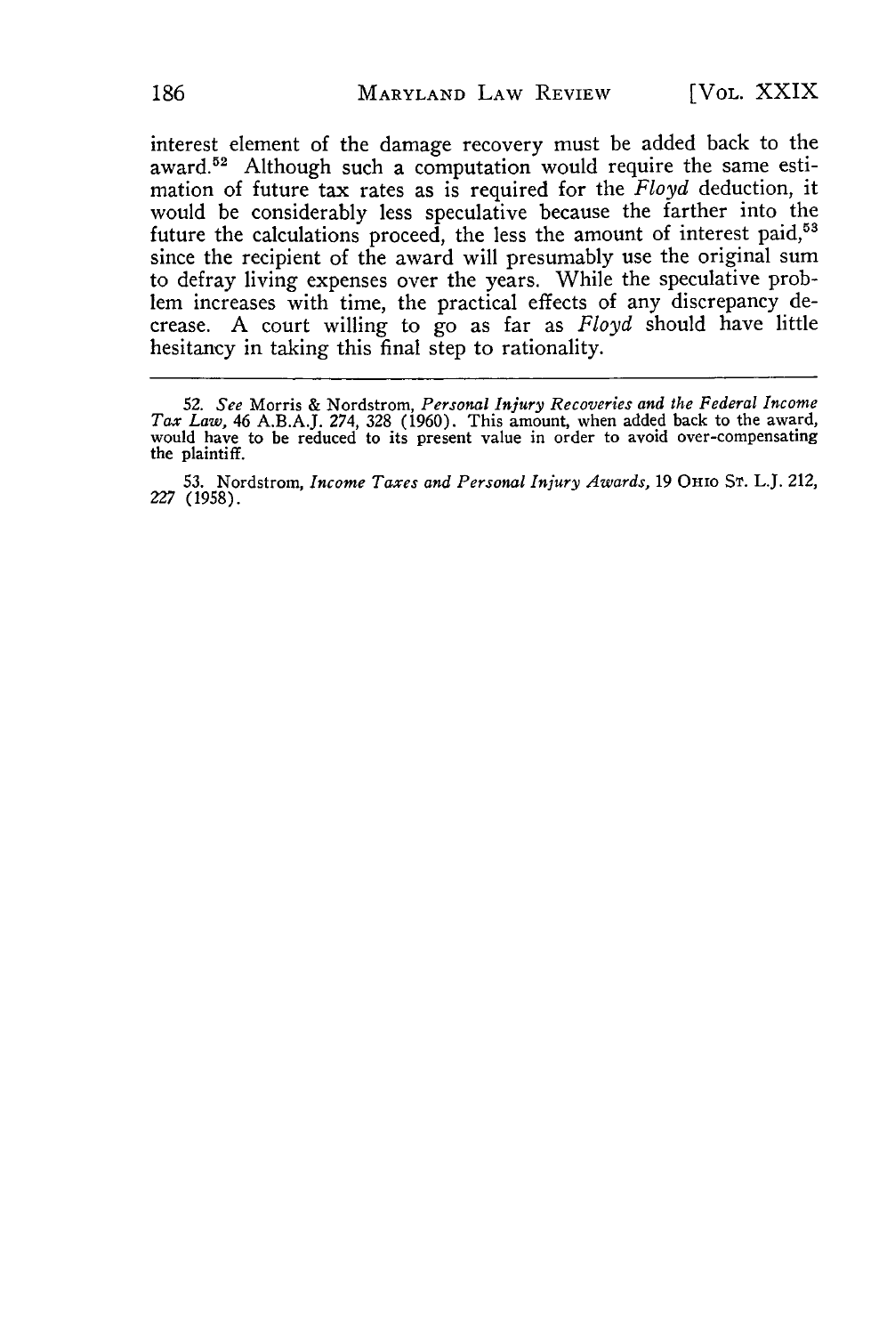interest element of the damage recovery must be added back to the award.[52] Although such a computation would require the same estimation of future tax rates as is required for the *Floyd* deduction, it would be considerably less speculative because the farther into the future the calculations proceed, the less the amount of interest paid,[53] since the recipient of the award will presumably use the original sum to defray living expenses over the years. While the speculative problem increases with time, the practical effects of any discrepancy decrease. A court willing to go as far as *Floyd* should have little hesitancy in taking this final step to rationality.

---

52. *See* Morris & Nordstrom, *Personal Injury Recoveries and the Federal Income Tax Law*, 46 A.B.A.J. 274, 328 (1960). This amount, when added back to the award, would have to be reduced to its present value in order to avoid over-compensating the plaintiff.

53. Nordstrom, *Income Taxes and Personal Injury Awards*, 19 OHIO ST. L.J. 212, 227 (1958).